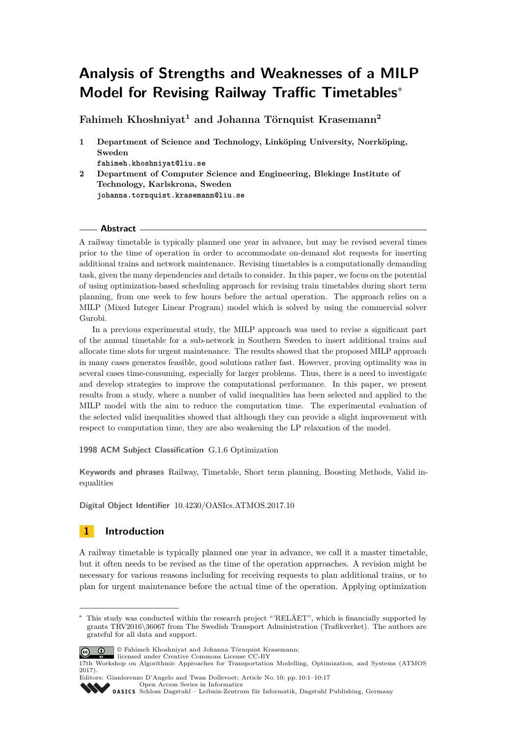# Analysis of Strengths and Weaknesses of a MILP Model for Revising Railway Traffic Timetables*

**Fahimeh Khoshniyat[1] and Johanna Törnquist Krasemann[2]**

1 **Department of Science and Technology, Linköping University, Norrköping, Sweden**
`fahimeh.khoshniyat@liu.se`

2 **Department of Computer Science and Engineering, Blekinge Institute of Technology, Karlskrona, Sweden**
`johanna.tornquist.krasemann@liu.se`

## Abstract

A railway timetable is typically planned one year in advance, but may be revised several times prior to the time of operation in order to accommodate on-demand slot requests for inserting additional trains and network maintenance. Revising timetables is a computationally demanding task, given the many dependencies and details to consider. In this paper, we focus on the potential of using optimization-based scheduling approach for revising train timetables during short term planning, from one week to few hours before the actual operation. The approach relies on a MILP (Mixed Integer Linear Program) model which is solved by using the commercial solver Gurobi.

In a previous experimental study, the MILP approach was used to revise a significant part of the annual timetable for a sub-network in Southern Sweden to insert additional trains and allocate time slots for urgent maintenance. The results showed that the proposed MILP approach in many cases generates feasible, good solutions rather fast. However, proving optimality was in several cases time-consuming, especially for larger problems. Thus, there is a need to investigate and develop strategies to improve the computational performance. In this paper, we present results from a study, where a number of valid inequalities has been selected and applied to the MILP model with the aim to reduce the computation time. The experimental evaluation of the selected valid inequalities showed that although they can provide a slight improvement with respect to computation time, they are also weakening the LP relaxation of the model.

**1998 ACM Subject Classification** G.1.6 Optimization

**Keywords and phrases** Railway, Timetable, Short term planning, Boosting Methods, Valid inequalities

**Digital Object Identifier** 10.4230/OASIcs.ATMOS.2017.10

## 1 Introduction

A railway timetable is typically planned one year in advance, we call it a master timetable, but it often needs to be revised as the time of the operation approaches. A revision might be necessary for various reasons including for receiving requests to plan additional trains, or to plan for urgent maintenance before the actual time of the operation. Applying optimization

---

* This study was conducted within the research project "'RELÄET", which is financially supported by grants TRV2016\36067 from The Swedish Transport Administration (Trafikverket). The authors are grateful for all data and support.

© Fahimeh Khoshniyat and Johanna Törnquist Krasemann;
licensed under Creative Commons License CC-BY
17th Workshop on Algorithmic Approaches for Transportation Modelling, Optimization, and Systems (ATMOS 2017).
Editors: Gianlorenzo D'Angelo and Twan Dollevoet; Article No. 10; pp. 10:1–10:17
Open Access Series in Informatics
OASICS Schloss Dagstuhl – Leibniz-Zentrum für Informatik, Dagstuhl Publishing, Germany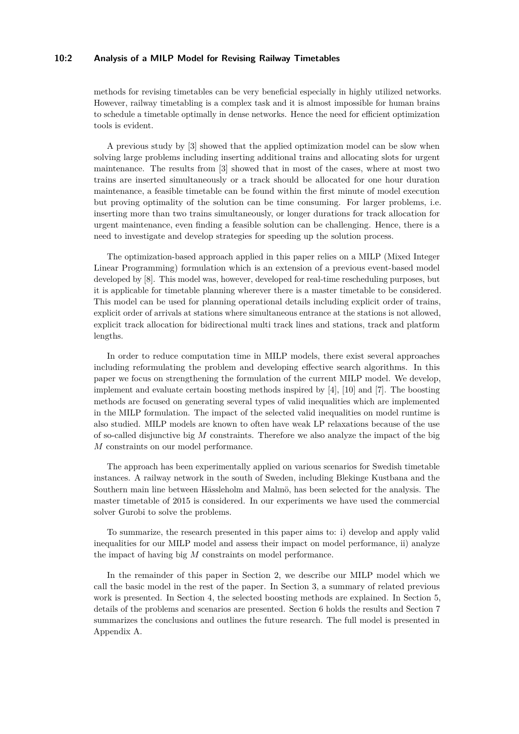methods for revising timetables can be very beneficial especially in highly utilized networks. However, railway timetabling is a complex task and it is almost impossible for human brains to schedule a timetable optimally in dense networks. Hence the need for efficient optimization tools is evident.

A previous study by [3] showed that the applied optimization model can be slow when solving large problems including inserting additional trains and allocating slots for urgent maintenance. The results from [3] showed that in most of the cases, where at most two trains are inserted simultaneously or a track should be allocated for one hour duration maintenance, a feasible timetable can be found within the first minute of model execution but proving optimality of the solution can be time consuming. For larger problems, i.e. inserting more than two trains simultaneously, or longer durations for track allocation for urgent maintenance, even finding a feasible solution can be challenging. Hence, there is a need to investigate and develop strategies for speeding up the solution process.

The optimization-based approach applied in this paper relies on a MILP (Mixed Integer Linear Programming) formulation which is an extension of a previous event-based model developed by [8]. This model was, however, developed for real-time rescheduling purposes, but it is applicable for timetable planning wherever there is a master timetable to be considered. This model can be used for planning operational details including explicit order of trains, explicit order of arrivals at stations where simultaneous entrance at the stations is not allowed, explicit track allocation for bidirectional multi track lines and stations, track and platform lengths.

In order to reduce computation time in MILP models, there exist several approaches including reformulating the problem and developing effective search algorithms. In this paper we focus on strengthening the formulation of the current MILP model. We develop, implement and evaluate certain boosting methods inspired by [4], [10] and [7]. The boosting methods are focused on generating several types of valid inequalities which are implemented in the MILP formulation. The impact of the selected valid inequalities on model runtime is also studied. MILP models are known to often have weak LP relaxations because of the use of so-called disjunctive big $M$ constraints. Therefore we also analyze the impact of the big $M$ constraints on our model performance.

The approach has been experimentally applied on various scenarios for Swedish timetable instances. A railway network in the south of Sweden, including Blekinge Kustbana and the Southern main line between Hässleholm and Malmö, has been selected for the analysis. The master timetable of 2015 is considered. In our experiments we have used the commercial solver Gurobi to solve the problems.

To summarize, the research presented in this paper aims to: i) develop and apply valid inequalities for our MILP model and assess their impact on model performance, ii) analyze the impact of having big $M$ constraints on model performance.

In the remainder of this paper in Section 2, we describe our MILP model which we call the basic model in the rest of the paper. In Section 3, a summary of related previous work is presented. In Section 4, the selected boosting methods are explained. In Section 5, details of the problems and scenarios are presented. Section 6 holds the results and Section 7 summarizes the conclusions and outlines the future research. The full model is presented in Appendix A.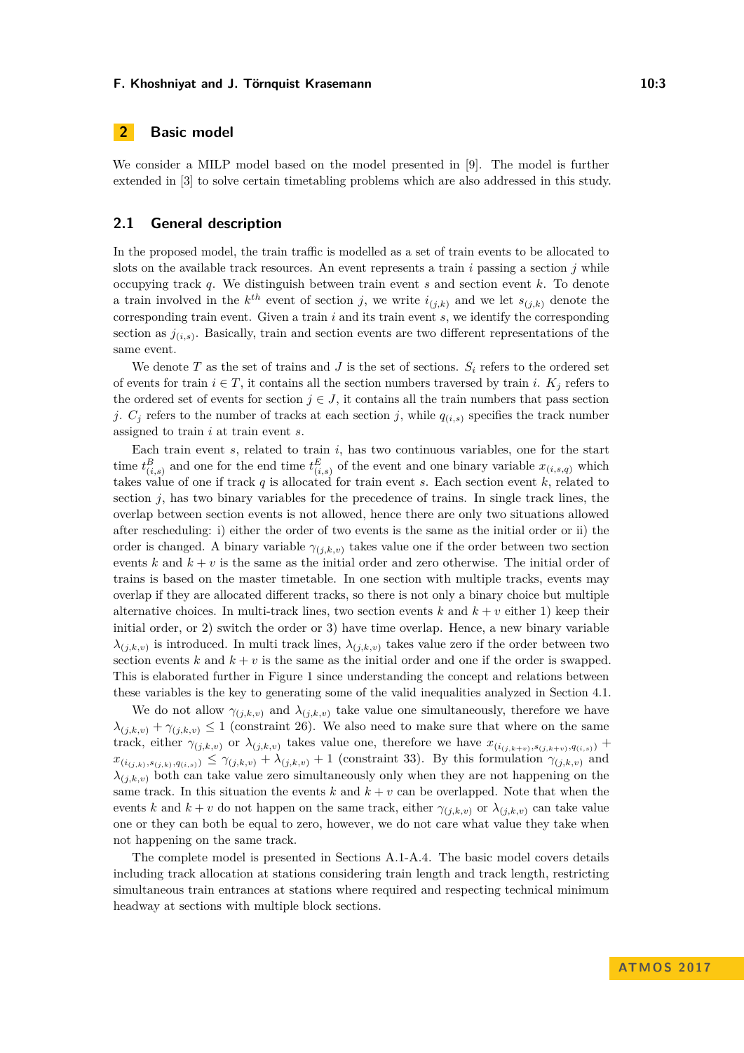## 2 Basic model

We consider a MILP model based on the model presented in [9]. The model is further extended in [3] to solve certain timetabling problems which are also addressed in this study.

### 2.1 General description

In the proposed model, the train traffic is modelled as a set of train events to be allocated to slots on the available track resources. An event represents a train $i$ passing a section $j$ while occupying track $q$. We distinguish between train event $s$ and section event $k$. To denote a train involved in the $k^{th}$ event of section $j$, we write $i_{(j,k)}$ and we let $s_{(j,k)}$ denote the corresponding train event. Given a train $i$ and its train event $s$, we identify the corresponding section as $j_{(i,s)}$. Basically, train and section events are two different representations of the same event.

We denote $T$ as the set of trains and $J$ is the set of sections. $S_i$ refers to the ordered set of events for train $i \in T$, it contains all the section numbers traversed by train $i$. $K_j$ refers to the ordered set of events for section $j \in J$, it contains all the train numbers that pass section $j$. $C_j$ refers to the number of tracks at each section $j$, while $q_{(i,s)}$ specifies the track number assigned to train $i$ at train event $s$.

Each train event $s$, related to train $i$, has two continuous variables, one for the start time $t^B_{(i,s)}$ and one for the end time $t^E_{(i,s)}$ of the event and one binary variable $x_{(i,s,q)}$ which takes value of one if track $q$ is allocated for train event $s$. Each section event $k$, related to section $j$, has two binary variables for the precedence of trains. In single track lines, the overlap between section events is not allowed, hence there are only two situations allowed after rescheduling: i) either the order of two events is the same as the initial order or ii) the order is changed. A binary variable $\gamma_{(j,k,v)}$ takes value one if the order between two section events $k$ and $k+v$ is the same as the initial order and zero otherwise. The initial order of trains is based on the master timetable. In one section with multiple tracks, events may overlap if they are allocated different tracks, so there is not only a binary choice but multiple alternative choices. In multi-track lines, two section events $k$ and $k+v$ either 1) keep their initial order, or 2) switch the order or 3) have time overlap. Hence, a new binary variable $\lambda_{(j,k,v)}$ is introduced. In multi track lines, $\lambda_{(j,k,v)}$ takes value zero if the order between two section events $k$ and $k+v$ is the same as the initial order and one if the order is swapped. This is elaborated further in Figure 1 since understanding the concept and relations between these variables is the key to generating some of the valid inequalities analyzed in Section 4.1.

We do not allow $\gamma_{(j,k,v)}$ and $\lambda_{(j,k,v)}$ take value one simultaneously, therefore we have $\lambda_{(j,k,v)} + \gamma_{(j,k,v)} \leq 1$ (constraint 26). We also need to make sure that where on the same track, either $\gamma_{(j,k,v)}$ or $\lambda_{(j,k,v)}$ takes value one, therefore we have $x_{(i_{(j,k+v)},s_{(j,k+v)},q_{(i,s)})} + x_{(i_{(j,k)},s_{(j,k)},q_{(i,s)})} \leq \gamma_{(j,k,v)} + \lambda_{(j,k,v)} + 1$ (constraint 33). By this formulation $\gamma_{(j,k,v)}$ and $\lambda_{(j,k,v)}$ both can take value zero simultaneously only when they are not happening on the same track. In this situation the events $k$ and $k+v$ can be overlapped. Note that when the events $k$ and $k+v$ do not happen on the same track, either $\gamma_{(j,k,v)}$ or $\lambda_{(j,k,v)}$ can take value one or they can both be equal to zero, however, we do not care what value they take when not happening on the same track.

The complete model is presented in Sections A.1-A.4. The basic model covers details including track allocation at stations considering train length and track length, restricting simultaneous train entrances at stations where required and respecting technical minimum headway at sections with multiple block sections.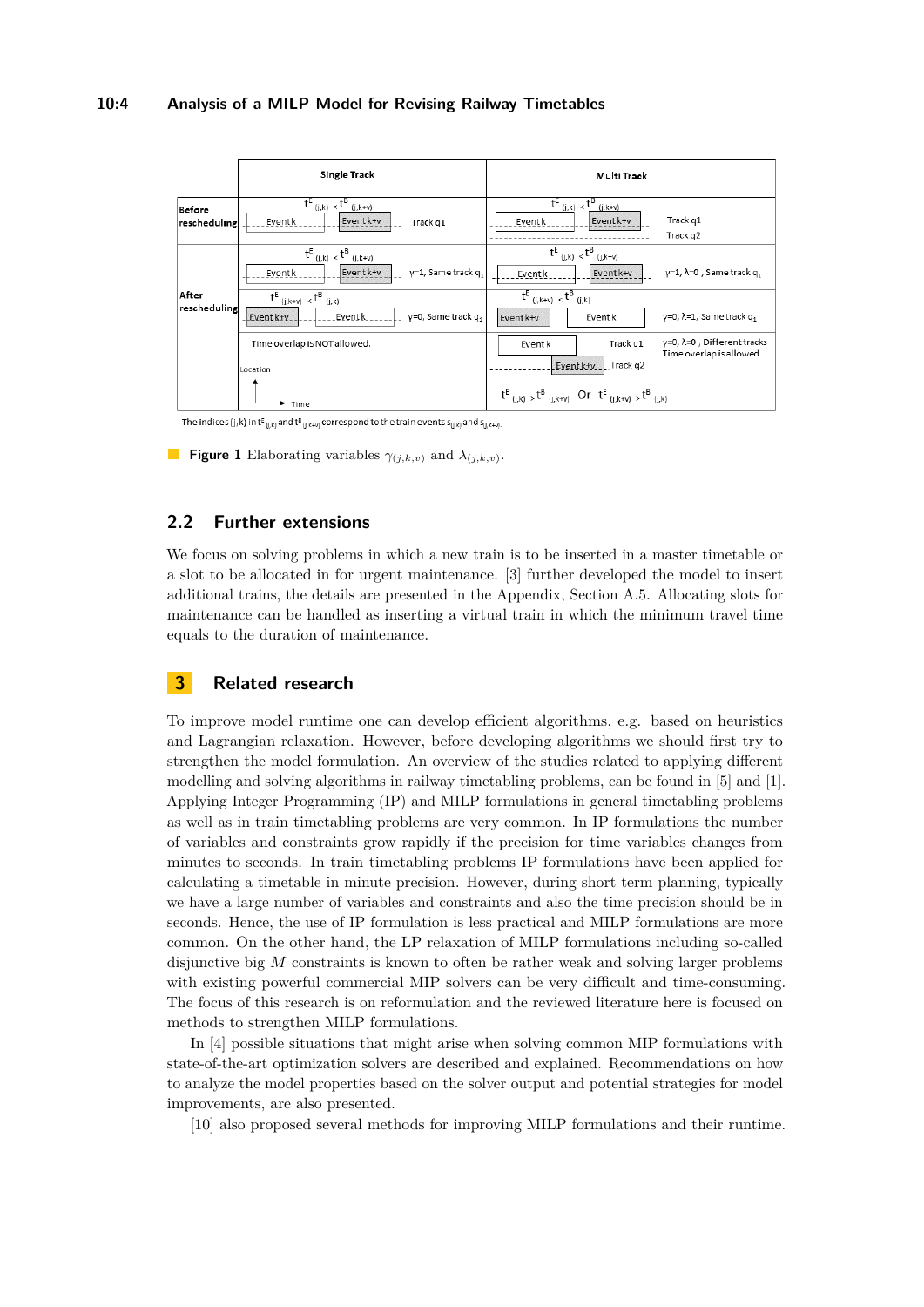| | Single Track | Multi Track |
|---|---|---|
| Before rescheduling | $t^E_{(j,k)} < t^B_{(j,k+v)}$ Event k, Event k+v, Track q1 | $t^E_{(j,k)} < t^B_{(j,k+v)}$ Event k, Event k+v, Track q1, Track q2 |
| After rescheduling | $t^E_{(j,k)} < t^B_{(j,k+v)}$ Event k, Event k+v, γ=1, Same track $q_1$ | $t^E_{(j,k)} < t^B_{(j,k+v)}$ Event k, Event k+v, γ=1, λ=0 , Same track $q_1$ |
| | $t^E_{(j,k+v)} < t^B_{(j,k)}$ Event k+v, Event k, γ=0, Same track $q_1$ | $t^E_{(j,k+v)} < t^B_{(j,k)}$ Event k+v, Event k, γ=0, λ=1, Same track $q_1$ |
| | Time overlap is NOT allowed. Location, Time | Event k, Track q1, Event k+v, Track q2; γ=0, λ=0 , Different tracks Time overlap is allowed. $t^E_{(j,k)} > t^B_{(j,k+v)}$ Or $t^E_{(j,k+v)} > t^B_{(j,k)}$ |

The indices (j,k) in $t^E_{(j,k)}$ and $t^B_{(j,k+v)}$ correspond to the train events $s_{(j,k)}$ and $s_{(j,k+v)}$.

**Figure 1** Elaborating variables $\gamma_{(j,k,v)}$ and $\lambda_{(j,k,v)}$.

## 2.2 Further extensions

We focus on solving problems in which a new train is to be inserted in a master timetable or a slot to be allocated in for urgent maintenance. [3] further developed the model to insert additional trains, the details are presented in the Appendix, Section A.5. Allocating slots for maintenance can be handled as inserting a virtual train in which the minimum travel time equals to the duration of maintenance.

# 3 Related research

To improve model runtime one can develop efficient algorithms, e.g. based on heuristics and Lagrangian relaxation. However, before developing algorithms we should first try to strengthen the model formulation. An overview of the studies related to applying different modelling and solving algorithms in railway timetabling problems, can be found in [5] and [1]. Applying Integer Programming (IP) and MILP formulations in general timetabling problems as well as in train timetabling problems are very common. In IP formulations the number of variables and constraints grow rapidly if the precision for time variables changes from minutes to seconds. In train timetabling problems IP formulations have been applied for calculating a timetable in minute precision. However, during short term planning, typically we have a large number of variables and constraints and also the time precision should be in seconds. Hence, the use of IP formulation is less practical and MILP formulations are more common. On the other hand, the LP relaxation of MILP formulations including so-called disjunctive big $M$ constraints is known to often be rather weak and solving larger problems with existing powerful commercial MIP solvers can be very difficult and time-consuming. The focus of this research is on reformulation and the reviewed literature here is focused on methods to strengthen MILP formulations.

In [4] possible situations that might arise when solving common MIP formulations with state-of-the-art optimization solvers are described and explained. Recommendations on how to analyze the model properties based on the solver output and potential strategies for model improvements, are also presented.

[10] also proposed several methods for improving MILP formulations and their runtime.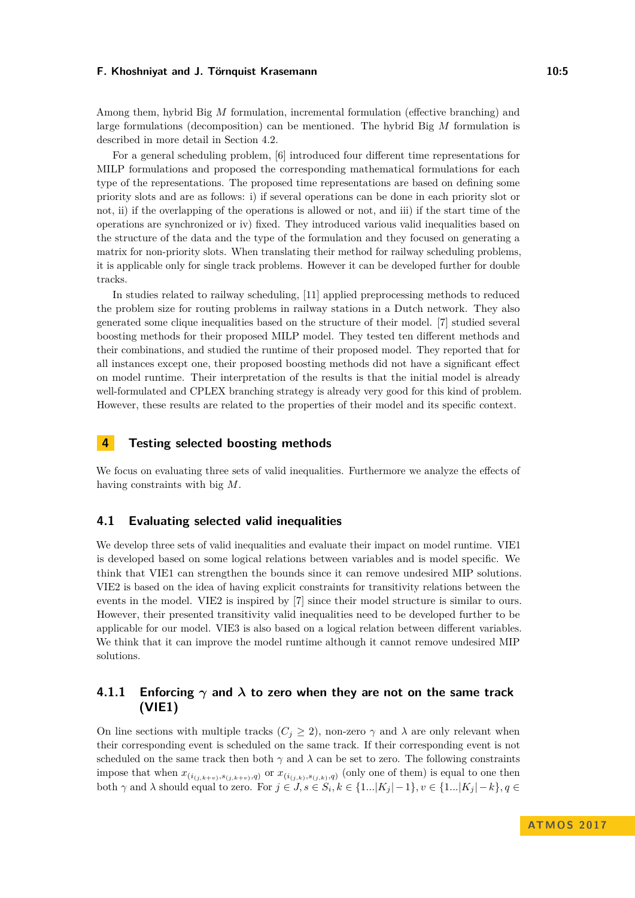Among them, hybrid Big $M$ formulation, incremental formulation (effective branching) and large formulations (decomposition) can be mentioned. The hybrid Big $M$ formulation is described in more detail in Section 4.2.

For a general scheduling problem, [6] introduced four different time representations for MILP formulations and proposed the corresponding mathematical formulations for each type of the representations. The proposed time representations are based on defining some priority slots and are as follows: i) if several operations can be done in each priority slot or not, ii) if the overlapping of the operations is allowed or not, and iii) if the start time of the operations are synchronized or iv) fixed. They introduced various valid inequalities based on the structure of the data and the type of the formulation and they focused on generating a matrix for non-priority slots. When translating their method for railway scheduling problems, it is applicable only for single track problems. However it can be developed further for double tracks.

In studies related to railway scheduling, [11] applied preprocessing methods to reduced the problem size for routing problems in railway stations in a Dutch network. They also generated some clique inequalities based on the structure of their model. [7] studied several boosting methods for their proposed MILP model. They tested ten different methods and their combinations, and studied the runtime of their proposed model. They reported that for all instances except one, their proposed boosting methods did not have a significant effect on model runtime. Their interpretation of the results is that the initial model is already well-formulated and CPLEX branching strategy is already very good for this kind of problem. However, these results are related to the properties of their model and its specific context.

## 4 Testing selected boosting methods

We focus on evaluating three sets of valid inequalities. Furthermore we analyze the effects of having constraints with big $M$.

### 4.1 Evaluating selected valid inequalities

We develop three sets of valid inequalities and evaluate their impact on model runtime. VIE1 is developed based on some logical relations between variables and is model specific. We think that VIE1 can strengthen the bounds since it can remove undesired MIP solutions. VIE2 is based on the idea of having explicit constraints for transitivity relations between the events in the model. VIE2 is inspired by [7] since their model structure is similar to ours. However, their presented transitivity valid inequalities need to be developed further to be applicable for our model. VIE3 is also based on a logical relation between different variables. We think that it can improve the model runtime although it cannot remove undesired MIP solutions.

#### 4.1.1 Enforcing $\gamma$ and $\lambda$ to zero when they are not on the same track (VIE1)

On line sections with multiple tracks ($C_j \geq 2$), non-zero $\gamma$ and $\lambda$ are only relevant when their corresponding event is scheduled on the same track. If their corresponding event is not scheduled on the same track then both $\gamma$ and $\lambda$ can be set to zero. The following constraints impose that when $x_{(i_{(j,k+v)}, s_{(j,k+v)}, q)}$ or $x_{(i_{(j,k)}, s_{(j,k)}, q)}$ (only one of them) is equal to one then both $\gamma$ and $\lambda$ should equal to zero. For $j \in J, s \in S_i, k \in \{1...|K_j|-1\}, v \in \{1...|K_j|-k\}, q \in$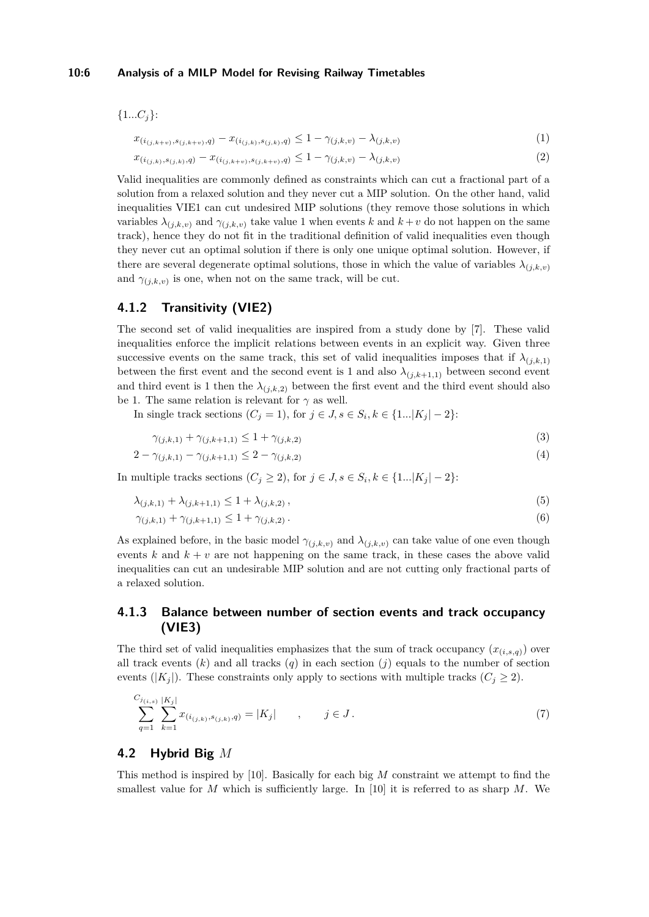$\{1...C_j\}$:

$$x_{(i_{(j,k+v)},s_{(j,k+v)},q)} - x_{(i_{(j,k)},s_{(j,k)},q)} \leq 1 - \gamma_{(j,k,v)} - \lambda_{(j,k,v)} \tag{1}$$

$$x_{(i_{(j,k)},s_{(j,k)},q)} - x_{(i_{(j,k+v)},s_{(j,k+v)},q)} \leq 1 - \gamma_{(j,k,v)} - \lambda_{(j,k,v)} \tag{2}$$

Valid inequalities are commonly defined as constraints which can cut a fractional part of a solution from a relaxed solution and they never cut a MIP solution. On the other hand, valid inequalities VIE1 can cut undesired MIP solutions (they remove those solutions in which variables $\lambda_{(j,k,v)}$ and $\gamma_{(j,k,v)}$ take value 1 when events $k$ and $k+v$ do not happen on the same track), hence they do not fit in the traditional definition of valid inequalities even though they never cut an optimal solution if there is only one unique optimal solution. However, if there are several degenerate optimal solutions, those in which the value of variables $\lambda_{(j,k,v)}$ and $\gamma_{(j,k,v)}$ is one, when not on the same track, will be cut.

### 4.1.2 Transitivity (VIE2)

The second set of valid inequalities are inspired from a study done by [7]. These valid inequalities enforce the implicit relations between events in an explicit way. Given three successive events on the same track, this set of valid inequalities imposes that if $\lambda_{(j,k,1)}$ between the first event and the second event is 1 and also $\lambda_{(j,k+1,1)}$ between second event and third event is 1 then the $\lambda_{(j,k,2)}$ between the first event and the third event should also be 1. The same relation is relevant for $\gamma$ as well.

In single track sections ($C_j = 1$), for $j \in J, s \in S_i, k \in \{1...|K_j| - 2\}$:

$$\gamma_{(j,k,1)} + \gamma_{(j,k+1,1)} \leq 1 + \gamma_{(j,k,2)} \tag{3}$$

$$2 - \gamma_{(j,k,1)} - \gamma_{(j,k+1,1)} \leq 2 - \gamma_{(j,k,2)} \tag{4}$$

In multiple tracks sections ($C_j \geq 2$), for $j \in J, s \in S_i, k \in \{1...|K_j| - 2\}$:

$$\lambda_{(j,k,1)} + \lambda_{(j,k+1,1)} \leq 1 + \lambda_{(j,k,2)}\,, \tag{5}$$

$$\gamma_{(j,k,1)} + \gamma_{(j,k+1,1)} \leq 1 + \gamma_{(j,k,2)}\,. \tag{6}$$

As explained before, in the basic model $\gamma_{(j,k,v)}$ and $\lambda_{(j,k,v)}$ can take value of one even though events $k$ and $k+v$ are not happening on the same track, in these cases the above valid inequalities can cut an undesirable MIP solution and are not cutting only fractional parts of a relaxed solution.

### 4.1.3 Balance between number of section events and track occupancy (VIE3)

The third set of valid inequalities emphasizes that the sum of track occupancy ($x_{(i,s,q)}$) over all track events ($k$) and all tracks ($q$) in each section ($j$) equals to the number of section events ($|K_j|$). These constraints only apply to sections with multiple tracks ($C_j \geq 2$).

$$\sum_{q=1}^{C_{j_{(i,s)}}} \sum_{k=1}^{|K_j|} x_{(i_{(j,k)},s_{(j,k)},q)} = |K_j| \qquad , \qquad j \in J\,. \tag{7}$$

## 4.2 Hybrid Big $M$

This method is inspired by [10]. Basically for each big $M$ constraint we attempt to find the smallest value for $M$ which is sufficiently large. In [10] it is referred to as sharp $M$. We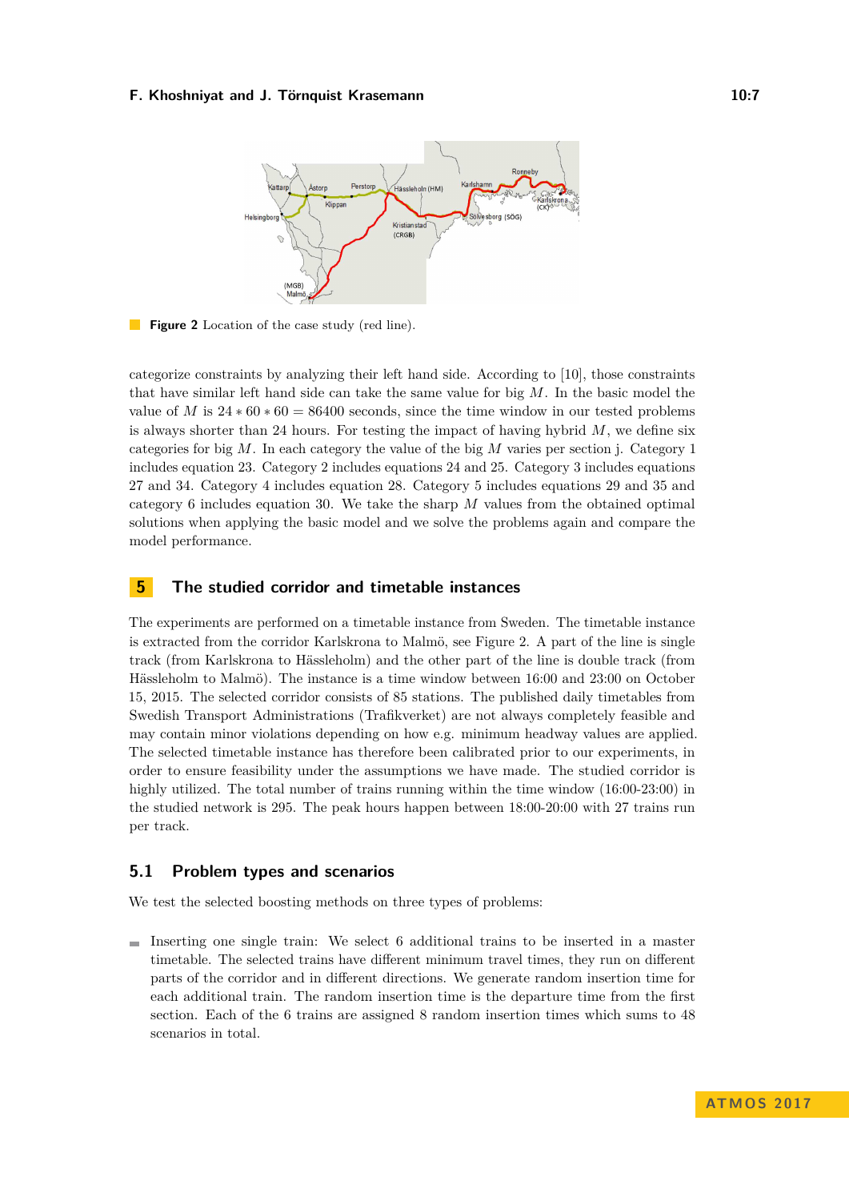**Figure 2** Location of the case study (red line).

categorize constraints by analyzing their left hand side. According to [10], those constraints that have similar left hand side can take the same value for big $M$. In the basic model the value of $M$ is $24 * 60 * 60 = 86400$ seconds, since the time window in our tested problems is always shorter than 24 hours. For testing the impact of having hybrid $M$, we define six categories for big $M$. In each category the value of the big $M$ varies per section j. Category 1 includes equation 23. Category 2 includes equations 24 and 25. Category 3 includes equations 27 and 34. Category 4 includes equation 28. Category 5 includes equations 29 and 35 and category 6 includes equation 30. We take the sharp $M$ values from the obtained optimal solutions when applying the basic model and we solve the problems again and compare the model performance.

## 5 The studied corridor and timetable instances

The experiments are performed on a timetable instance from Sweden. The timetable instance is extracted from the corridor Karlskrona to Malmö, see Figure 2. A part of the line is single track (from Karlskrona to Hässleholm) and the other part of the line is double track (from Hässleholm to Malmö). The instance is a time window between 16:00 and 23:00 on October 15, 2015. The selected corridor consists of 85 stations. The published daily timetables from Swedish Transport Administrations (Trafikverket) are not always completely feasible and may contain minor violations depending on how e.g. minimum headway values are applied. The selected timetable instance has therefore been calibrated prior to our experiments, in order to ensure feasibility under the assumptions we have made. The studied corridor is highly utilized. The total number of trains running within the time window (16:00-23:00) in the studied network is 295. The peak hours happen between 18:00-20:00 with 27 trains run per track.

### 5.1 Problem types and scenarios

We test the selected boosting methods on three types of problems:

- Inserting one single train: We select 6 additional trains to be inserted in a master timetable. The selected trains have different minimum travel times, they run on different parts of the corridor and in different directions. We generate random insertion time for each additional train. The random insertion time is the departure time from the first section. Each of the 6 trains are assigned 8 random insertion times which sums to 48 scenarios in total.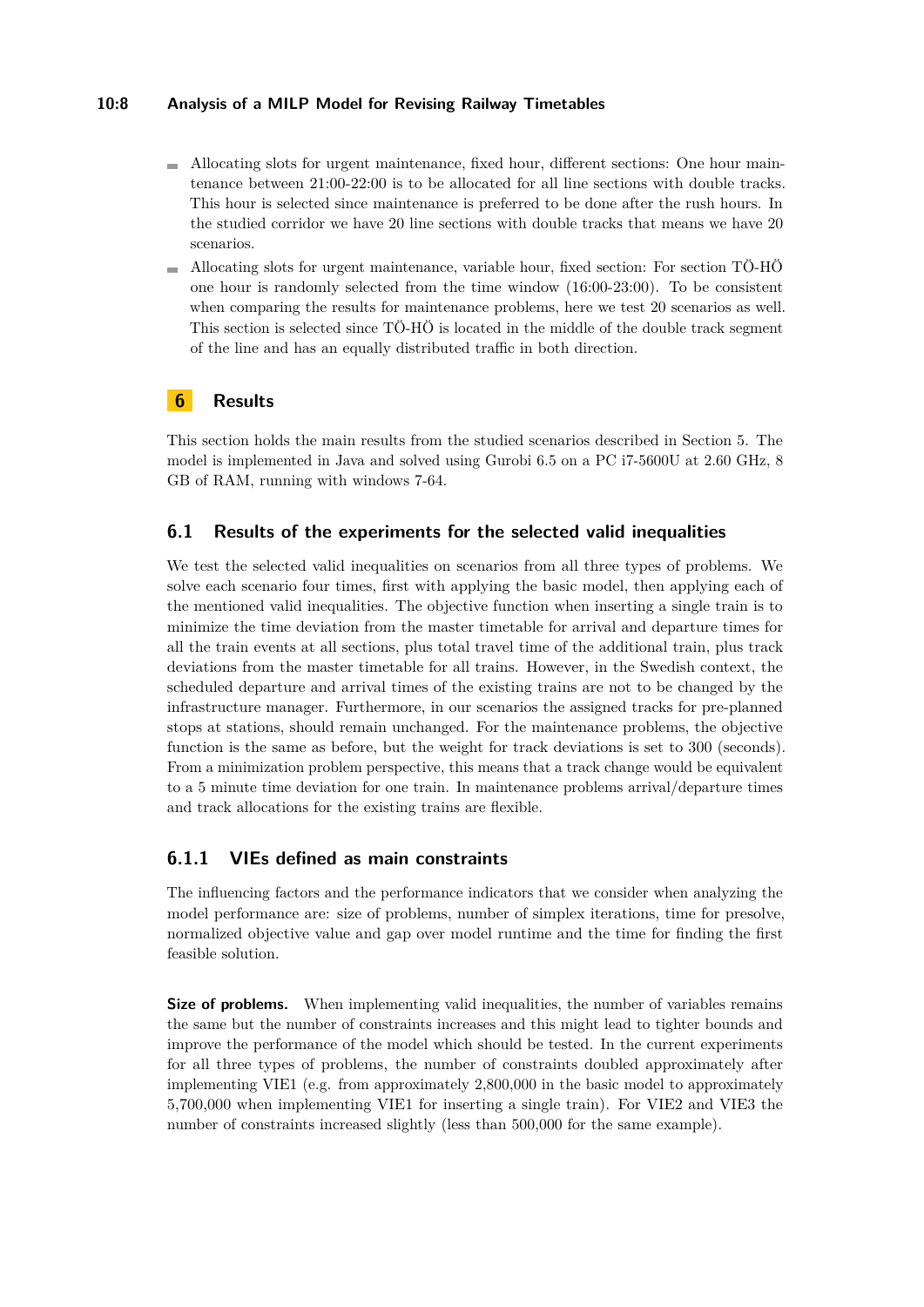- Allocating slots for urgent maintenance, fixed hour, different sections: One hour maintenance between 21:00-22:00 is to be allocated for all line sections with double tracks. This hour is selected since maintenance is preferred to be done after the rush hours. In the studied corridor we have 20 line sections with double tracks that means we have 20 scenarios.
- Allocating slots for urgent maintenance, variable hour, fixed section: For section TÖ-HÖ one hour is randomly selected from the time window (16:00-23:00). To be consistent when comparing the results for maintenance problems, here we test 20 scenarios as well. This section is selected since TÖ-HÖ is located in the middle of the double track segment of the line and has an equally distributed traffic in both direction.

## 6 Results

This section holds the main results from the studied scenarios described in Section 5. The model is implemented in Java and solved using Gurobi 6.5 on a PC i7-5600U at 2.60 GHz, 8 GB of RAM, running with windows 7-64.

### 6.1 Results of the experiments for the selected valid inequalities

We test the selected valid inequalities on scenarios from all three types of problems. We solve each scenario four times, first with applying the basic model, then applying each of the mentioned valid inequalities. The objective function when inserting a single train is to minimize the time deviation from the master timetable for arrival and departure times for all the train events at all sections, plus total travel time of the additional train, plus track deviations from the master timetable for all trains. However, in the Swedish context, the scheduled departure and arrival times of the existing trains are not to be changed by the infrastructure manager. Furthermore, in our scenarios the assigned tracks for pre-planned stops at stations, should remain unchanged. For the maintenance problems, the objective function is the same as before, but the weight for track deviations is set to 300 (seconds). From a minimization problem perspective, this means that a track change would be equivalent to a 5 minute time deviation for one train. In maintenance problems arrival/departure times and track allocations for the existing trains are flexible.

#### 6.1.1 VIEs defined as main constraints

The influencing factors and the performance indicators that we consider when analyzing the model performance are: size of problems, number of simplex iterations, time for presolve, normalized objective value and gap over model runtime and the time for finding the first feasible solution.

**Size of problems.** When implementing valid inequalities, the number of variables remains the same but the number of constraints increases and this might lead to tighter bounds and improve the performance of the model which should be tested. In the current experiments for all three types of problems, the number of constraints doubled approximately after implementing VIE1 (e.g. from approximately 2,800,000 in the basic model to approximately 5,700,000 when implementing VIE1 for inserting a single train). For VIE2 and VIE3 the number of constraints increased slightly (less than 500,000 for the same example).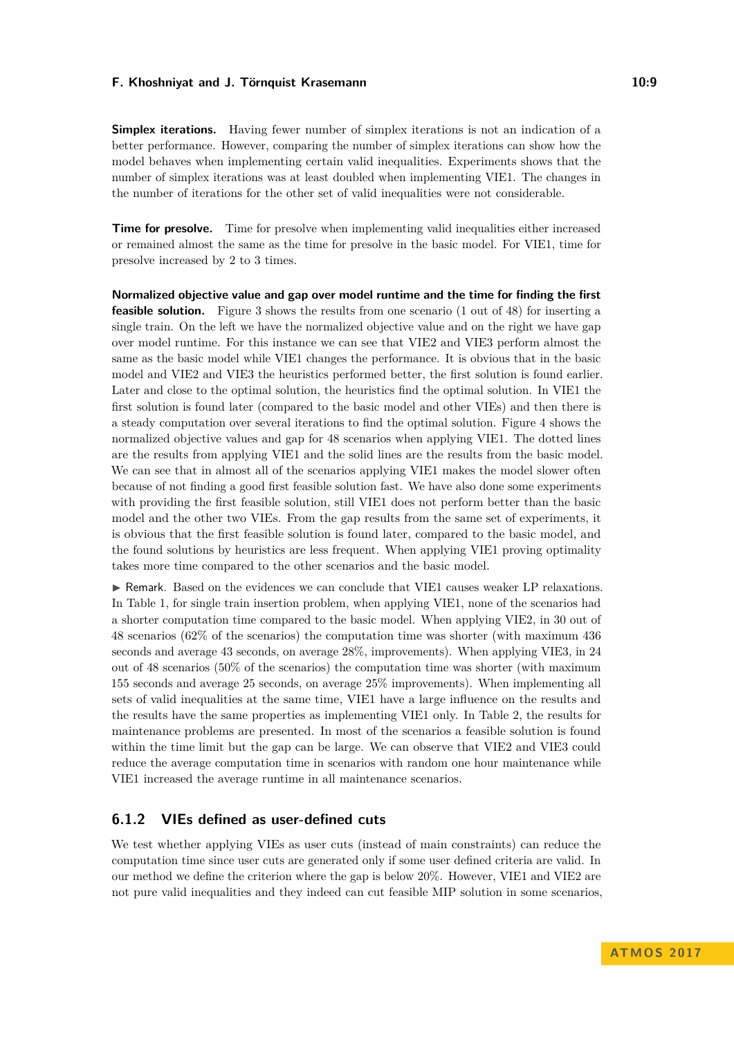**Simplex iterations.** Having fewer number of simplex iterations is not an indication of a better performance. However, comparing the number of simplex iterations can show how the model behaves when implementing certain valid inequalities. Experiments shows that the number of simplex iterations was at least doubled when implementing VIE1. The changes in the number of iterations for the other set of valid inequalities were not considerable.

**Time for presolve.** Time for presolve when implementing valid inequalities either increased or remained almost the same as the time for presolve in the basic model. For VIE1, time for presolve increased by 2 to 3 times.

**Normalized objective value and gap over model runtime and the time for finding the first feasible solution.** Figure 3 shows the results from one scenario (1 out of 48) for inserting a single train. On the left we have the normalized objective value and on the right we have gap over model runtime. For this instance we can see that VIE2 and VIE3 perform almost the same as the basic model while VIE1 changes the performance. It is obvious that in the basic model and VIE2 and VIE3 the heuristics performed better, the first solution is found earlier. Later and close to the optimal solution, the heuristics find the optimal solution. In VIE1 the first solution is found later (compared to the basic model and other VIEs) and then there is a steady computation over several iterations to find the optimal solution. Figure 4 shows the normalized objective values and gap for 48 scenarios when applying VIE1. The dotted lines are the results from applying VIE1 and the solid lines are the results from the basic model. We can see that in almost all of the scenarios applying VIE1 makes the model slower often because of not finding a good first feasible solution fast. We have also done some experiments with providing the first feasible solution, still VIE1 does not perform better than the basic model and the other two VIEs. From the gap results from the same set of experiments, it is obvious that the first feasible solution is found later, compared to the basic model, and the found solutions by heuristics are less frequent. When applying VIE1 proving optimality takes more time compared to the other scenarios and the basic model.

▶ Remark. Based on the evidences we can conclude that VIE1 causes weaker LP relaxations. In Table 1, for single train insertion problem, when applying VIE1, none of the scenarios had a shorter computation time compared to the basic model. When applying VIE2, in 30 out of 48 scenarios (62% of the scenarios) the computation time was shorter (with maximum 436 seconds and average 43 seconds, on average 28%, improvements). When applying VIE3, in 24 out of 48 scenarios (50% of the scenarios) the computation time was shorter (with maximum 155 seconds and average 25 seconds, on average 25% improvements). When implementing all sets of valid inequalities at the same time, VIE1 have a large influence on the results and the results have the same properties as implementing VIE1 only. In Table 2, the results for maintenance problems are presented. In most of the scenarios a feasible solution is found within the time limit but the gap can be large. We can observe that VIE2 and VIE3 could reduce the average computation time in scenarios with random one hour maintenance while VIE1 increased the average runtime in all maintenance scenarios.

### 6.1.2 VIEs defined as user-defined cuts

We test whether applying VIEs as user cuts (instead of main constraints) can reduce the computation time since user cuts are generated only if some user defined criteria are valid. In our method we define the criterion where the gap is below 20%. However, VIE1 and VIE2 are not pure valid inequalities and they indeed can cut feasible MIP solution in some scenarios,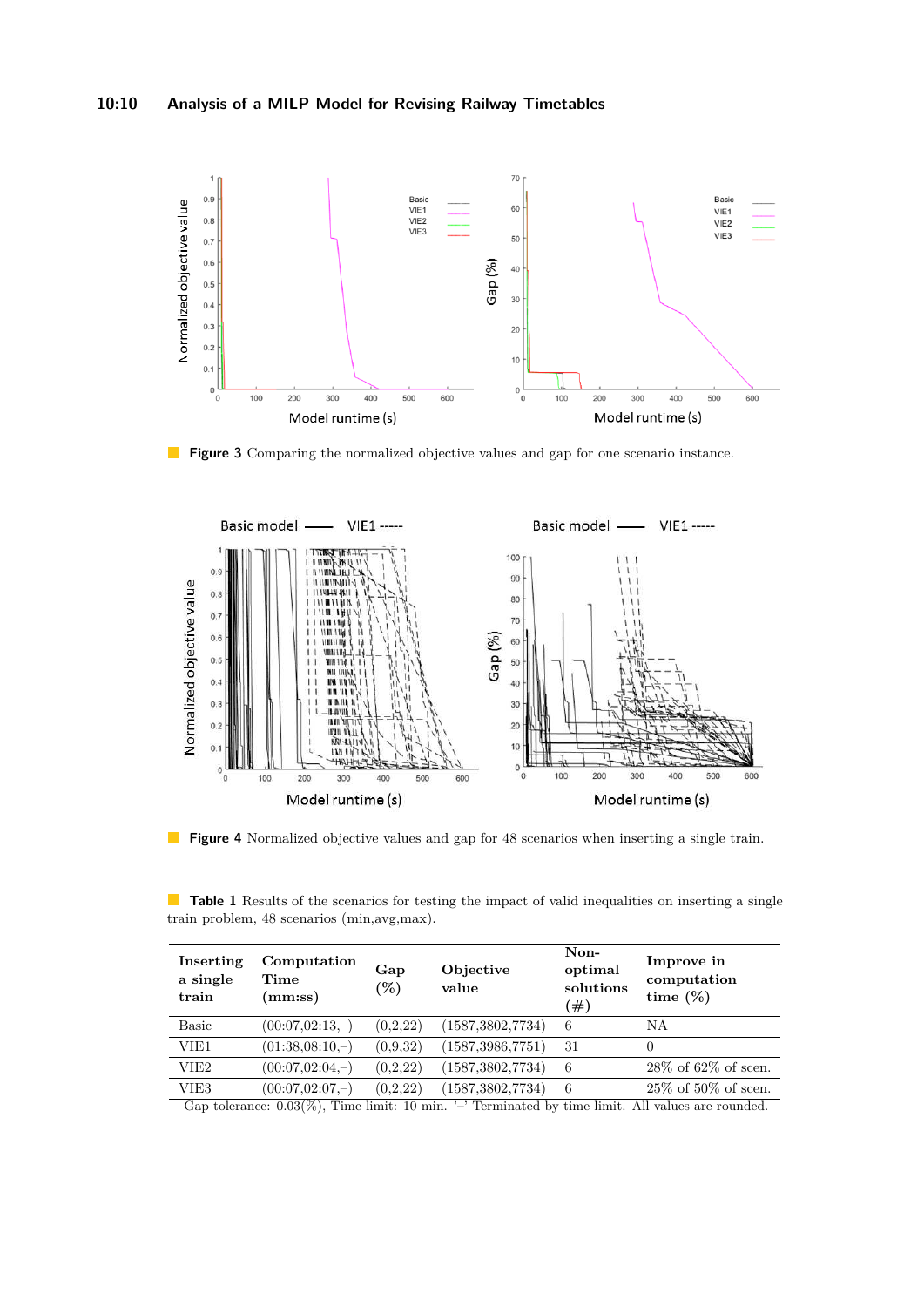**Figure 3** Comparing the normalized objective values and gap for one scenario instance.

**Figure 4** Normalized objective values and gap for 48 scenarios when inserting a single train.

**Table 1** Results of the scenarios for testing the impact of valid inequalities on inserting a single train problem, 48 scenarios (min,avg,max).

| Inserting a single train | Computation Time (mm:ss) | Gap (%) | Objective value | Non-optimal solutions (#) | Improve in computation time (%) |
|---|---|---|---|---|---|
| Basic | (00:07,02:13,–) | (0,2,22) | (1587,3802,7734) | 6 | NA |
| VIE1 | (01:38,08:10,–) | (0,9,32) | (1587,3986,7751) | 31 | 0 |
| VIE2 | (00:07,02:04,–) | (0,2,22) | (1587,3802,7734) | 6 | 28% of 62% of scen. |
| VIE3 | (00:07,02:07,–) | (0,2,22) | (1587,3802,7734) | 6 | 25% of 50% of scen. |

Gap tolerance: 0.03(%), Time limit: 10 min. '–' Terminated by time limit. All values are rounded.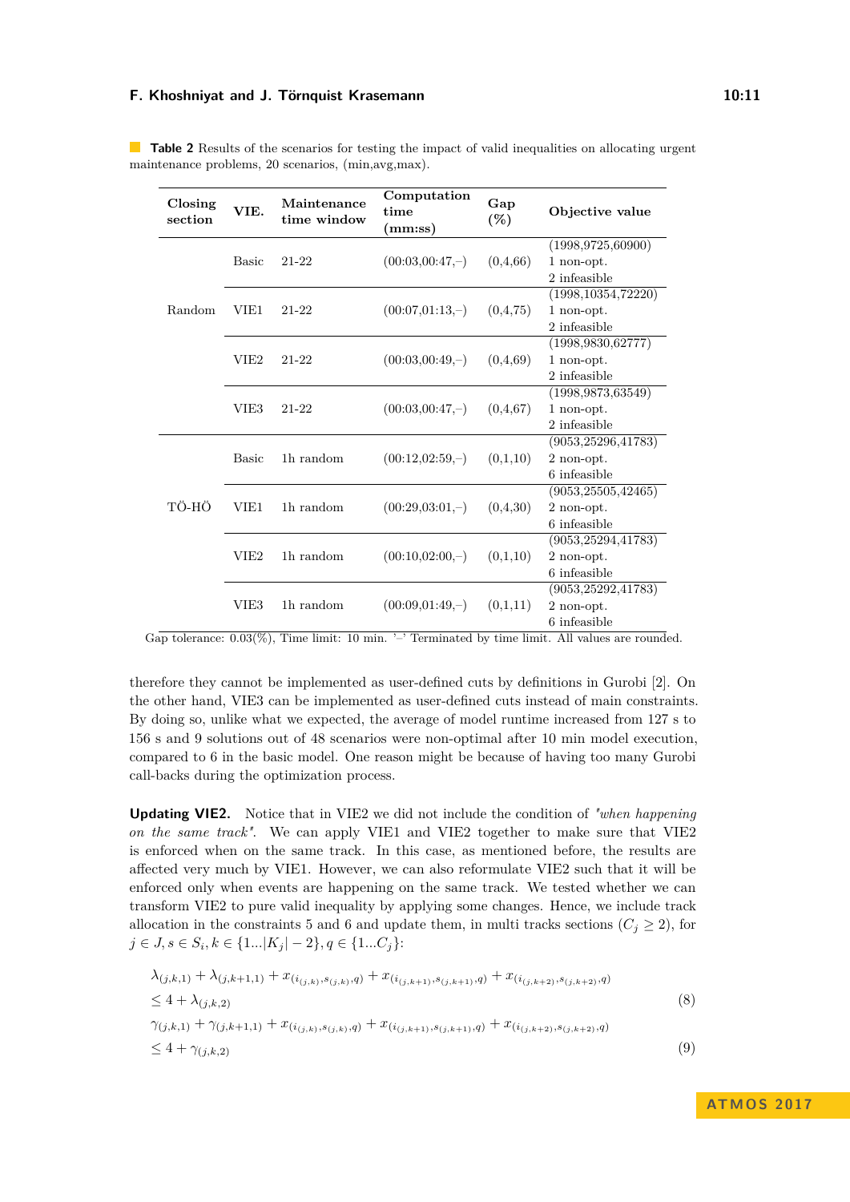**Table 2** Results of the scenarios for testing the impact of valid inequalities on allocating urgent maintenance problems, 20 scenarios, (min,avg,max).

| Closing section | VIE. | Maintenance time window | Computation time (mm:ss) | Gap (%) | Objective value |
|---|---|---|---|---|---|
| Random | Basic | 21-22 | (00:03,00:47,–) | (0,4,66) | (1998,9725,60900) 1 non-opt. 2 infeasible |
| | VIE1 | 21-22 | (00:07,01:13,–) | (0,4,75) | (1998,10354,72220) 1 non-opt. 2 infeasible |
| | VIE2 | 21-22 | (00:03,00:49,–) | (0,4,69) | (1998,9830,62777) 1 non-opt. 2 infeasible |
| | VIE3 | 21-22 | (00:03,00:47,–) | (0,4,67) | (1998,9873,63549) 1 non-opt. 2 infeasible |
| TÖ-HÖ | Basic | 1h random | (00:12,02:59,–) | (0,1,10) | (9053,25296,41783) 2 non-opt. 6 infeasible |
| | VIE1 | 1h random | (00:29,03:01,–) | (0,4,30) | (9053,25505,42465) 2 non-opt. 6 infeasible |
| | VIE2 | 1h random | (00:10,02:00,–) | (0,1,10) | (9053,25294,41783) 2 non-opt. 6 infeasible |
| | VIE3 | 1h random | (00:09,01:49,–) | (0,1,11) | (9053,25292,41783) 2 non-opt. 6 infeasible |

Gap tolerance: 0.03(%), Time limit: 10 min. '–' Terminated by time limit. All values are rounded.

therefore they cannot be implemented as user-defined cuts by definitions in Gurobi [2]. On the other hand, VIE3 can be implemented as user-defined cuts instead of main constraints. By doing so, unlike what we expected, the average of model runtime increased from 127 s to 156 s and 9 solutions out of 48 scenarios were non-optimal after 10 min model execution, compared to 6 in the basic model. One reason might be because of having too many Gurobi call-backs during the optimization process.

**Updating VIE2.** Notice that in VIE2 we did not include the condition of *"when happening on the same track"*. We can apply VIE1 and VIE2 together to make sure that VIE2 is enforced when on the same track. In this case, as mentioned before, the results are affected very much by VIE1. However, we can also reformulate VIE2 such that it will be enforced only when events are happening on the same track. We tested whether we can transform VIE2 to pure valid inequality by applying some changes. Hence, we include track allocation in the constraints 5 and 6 and update them, in multi tracks sections ($C_j \geq 2$), for $j \in J, s \in S_i, k \in \{1...|K_j| - 2\}, q \in \{1...C_j\}$:

$$\lambda_{(j,k,1)} + \lambda_{(j,k+1,1)} + x_{(i_{(j,k)},s_{(j,k)},q)} + x_{(i_{(j,k+1)},s_{(j,k+1)},q)} + x_{(i_{(j,k+2)},s_{(j,k+2)},q)} \leq 4 + \lambda_{(j,k,2)} \tag{8}$$

$$\gamma_{(j,k,1)} + \gamma_{(j,k+1,1)} + x_{(i_{(j,k)},s_{(j,k)},q)} + x_{(i_{(j,k+1)},s_{(j,k+1)},q)} + x_{(i_{(j,k+2)},s_{(j,k+2)},q)} \leq 4 + \gamma_{(j,k,2)} \tag{9}$$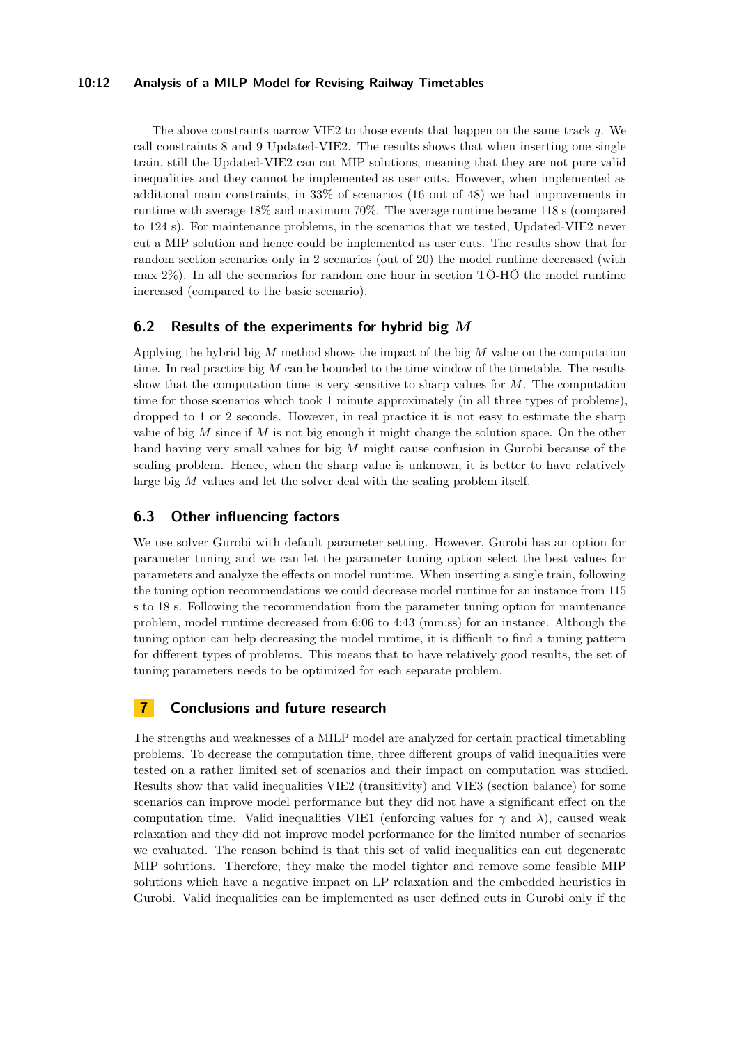The above constraints narrow VIE2 to those events that happen on the same track $q$. We call constraints 8 and 9 Updated-VIE2. The results shows that when inserting one single train, still the Updated-VIE2 can cut MIP solutions, meaning that they are not pure valid inequalities and they cannot be implemented as user cuts. However, when implemented as additional main constraints, in 33% of scenarios (16 out of 48) we had improvements in runtime with average 18% and maximum 70%. The average runtime became 118 s (compared to 124 s). For maintenance problems, in the scenarios that we tested, Updated-VIE2 never cut a MIP solution and hence could be implemented as user cuts. The results show that for random section scenarios only in 2 scenarios (out of 20) the model runtime decreased (with max 2%). In all the scenarios for random one hour in section TǑ-HÖ the model runtime increased (compared to the basic scenario).

## 6.2 Results of the experiments for hybrid big $M$

Applying the hybrid big $M$ method shows the impact of the big $M$ value on the computation time. In real practice big $M$ can be bounded to the time window of the timetable. The results show that the computation time is very sensitive to sharp values for $M$. The computation time for those scenarios which took 1 minute approximately (in all three types of problems), dropped to 1 or 2 seconds. However, in real practice it is not easy to estimate the sharp value of big $M$ since if $M$ is not big enough it might change the solution space. On the other hand having very small values for big $M$ might cause confusion in Gurobi because of the scaling problem. Hence, when the sharp value is unknown, it is better to have relatively large big $M$ values and let the solver deal with the scaling problem itself.

## 6.3 Other influencing factors

We use solver Gurobi with default parameter setting. However, Gurobi has an option for parameter tuning and we can let the parameter tuning option select the best values for parameters and analyze the effects on model runtime. When inserting a single train, following the tuning option recommendations we could decrease model runtime for an instance from 115 s to 18 s. Following the recommendation from the parameter tuning option for maintenance problem, model runtime decreased from 6:06 to 4:43 (mm:ss) for an instance. Although the tuning option can help decreasing the model runtime, it is difficult to find a tuning pattern for different types of problems. This means that to have relatively good results, the set of tuning parameters needs to be optimized for each separate problem.

# 7 Conclusions and future research

The strengths and weaknesses of a MILP model are analyzed for certain practical timetabling problems. To decrease the computation time, three different groups of valid inequalities were tested on a rather limited set of scenarios and their impact on computation was studied. Results show that valid inequalities VIE2 (transitivity) and VIE3 (section balance) for some scenarios can improve model performance but they did not have a significant effect on the computation time. Valid inequalities VIE1 (enforcing values for $\gamma$ and $\lambda$), caused weak relaxation and they did not improve model performance for the limited number of scenarios we evaluated. The reason behind is that this set of valid inequalities can cut degenerate MIP solutions. Therefore, they make the model tighter and remove some feasible MIP solutions which have a negative impact on LP relaxation and the embedded heuristics in Gurobi. Valid inequalities can be implemented as user defined cuts in Gurobi only if the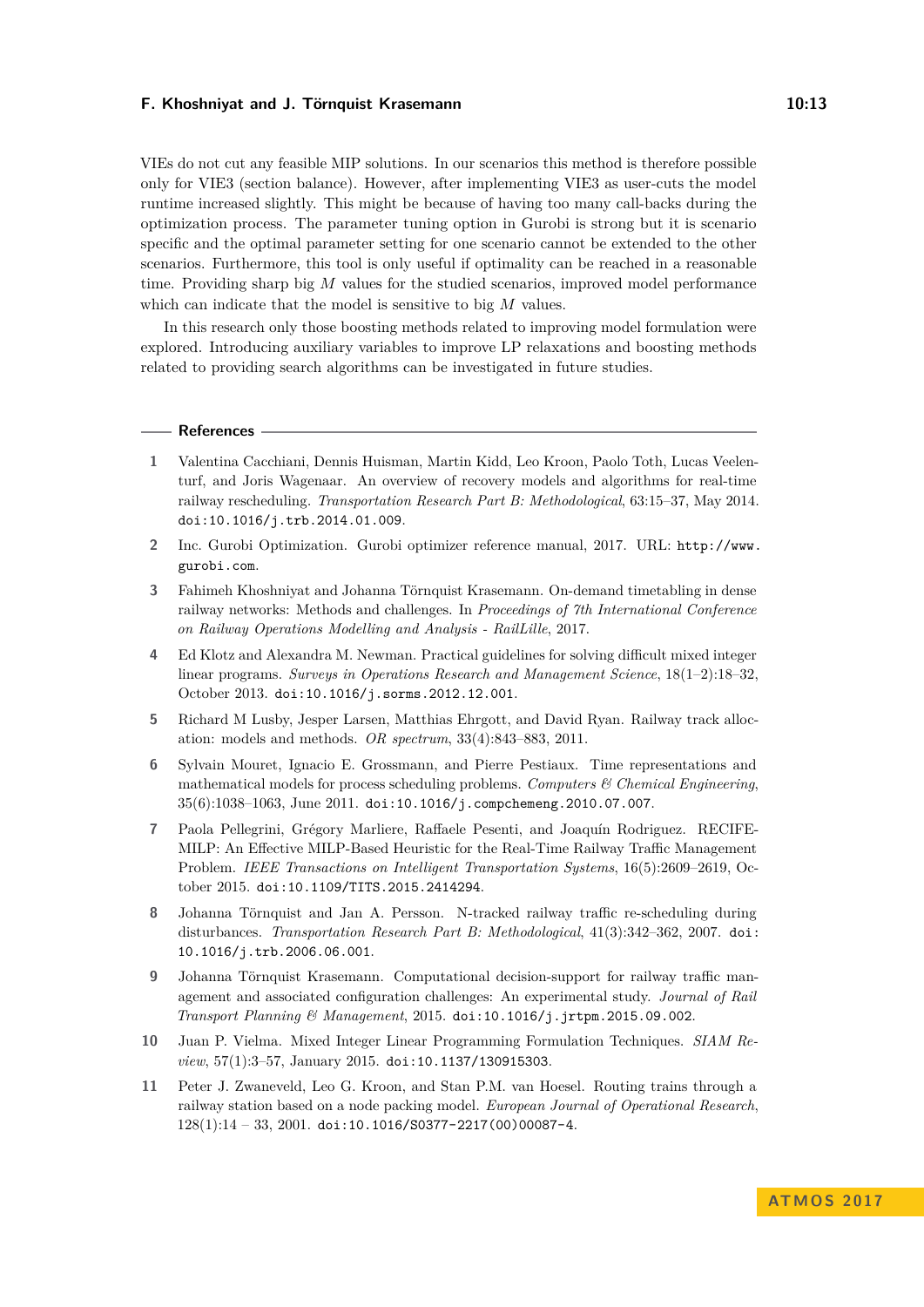VIEs do not cut any feasible MIP solutions. In our scenarios this method is therefore possible only for VIE3 (section balance). However, after implementing VIE3 as user-cuts the model runtime increased slightly. This might be because of having too many call-backs during the optimization process. The parameter tuning option in Gurobi is strong but it is scenario specific and the optimal parameter setting for one scenario cannot be extended to the other scenarios. Furthermore, this tool is only useful if optimality can be reached in a reasonable time. Providing sharp big $M$ values for the studied scenarios, improved model performance which can indicate that the model is sensitive to big $M$ values.

In this research only those boosting methods related to improving model formulation were explored. Introducing auxiliary variables to improve LP relaxations and boosting methods related to providing search algorithms can be investigated in future studies.

## References

1. Valentina Cacchiani, Dennis Huisman, Martin Kidd, Leo Kroon, Paolo Toth, Lucas Veelenturf, and Joris Wagenaar. An overview of recovery models and algorithms for real-time railway rescheduling. *Transportation Research Part B: Methodological*, 63:15–37, May 2014. doi:10.1016/j.trb.2014.01.009.
2. Inc. Gurobi Optimization. Gurobi optimizer reference manual, 2017. URL: http://www.gurobi.com.
3. Fahimeh Khoshniyat and Johanna Törnquist Krasemann. On-demand timetabling in dense railway networks: Methods and challenges. In *Proceedings of 7th International Conference on Railway Operations Modelling and Analysis - RailLille*, 2017.
4. Ed Klotz and Alexandra M. Newman. Practical guidelines for solving difficult mixed integer linear programs. *Surveys in Operations Research and Management Science*, 18(1–2):18–32, October 2013. doi:10.1016/j.sorms.2012.12.001.
5. Richard M Lusby, Jesper Larsen, Matthias Ehrgott, and David Ryan. Railway track allocation: models and methods. *OR spectrum*, 33(4):843–883, 2011.
6. Sylvain Mouret, Ignacio E. Grossmann, and Pierre Pestiaux. Time representations and mathematical models for process scheduling problems. *Computers & Chemical Engineering*, 35(6):1038–1063, June 2011. doi:10.1016/j.compchemeng.2010.07.007.
7. Paola Pellegrini, Grégory Marliere, Raffaele Pesenti, and Joaquín Rodriguez. RECIFE-MILP: An Effective MILP-Based Heuristic for the Real-Time Railway Traffic Management Problem. *IEEE Transactions on Intelligent Transportation Systems*, 16(5):2609–2619, October 2015. doi:10.1109/TITS.2015.2414294.
8. Johanna Törnquist and Jan A. Persson. N-tracked railway traffic re-scheduling during disturbances. *Transportation Research Part B: Methodological*, 41(3):342–362, 2007. doi:10.1016/j.trb.2006.06.001.
9. Johanna Törnquist Krasemann. Computational decision-support for railway traffic management and associated configuration challenges: An experimental study. *Journal of Rail Transport Planning & Management*, 2015. doi:10.1016/j.jrtpm.2015.09.002.
10. Juan P. Vielma. Mixed Integer Linear Programming Formulation Techniques. *SIAM Review*, 57(1):3–57, January 2015. doi:10.1137/130915303.
11. Peter J. Zwaneveld, Leo G. Kroon, and Stan P.M. van Hoesel. Routing trains through a railway station based on a node packing model. *European Journal of Operational Research*, 128(1):14 – 33, 2001. doi:10.1016/S0377-2217(00)00087-4.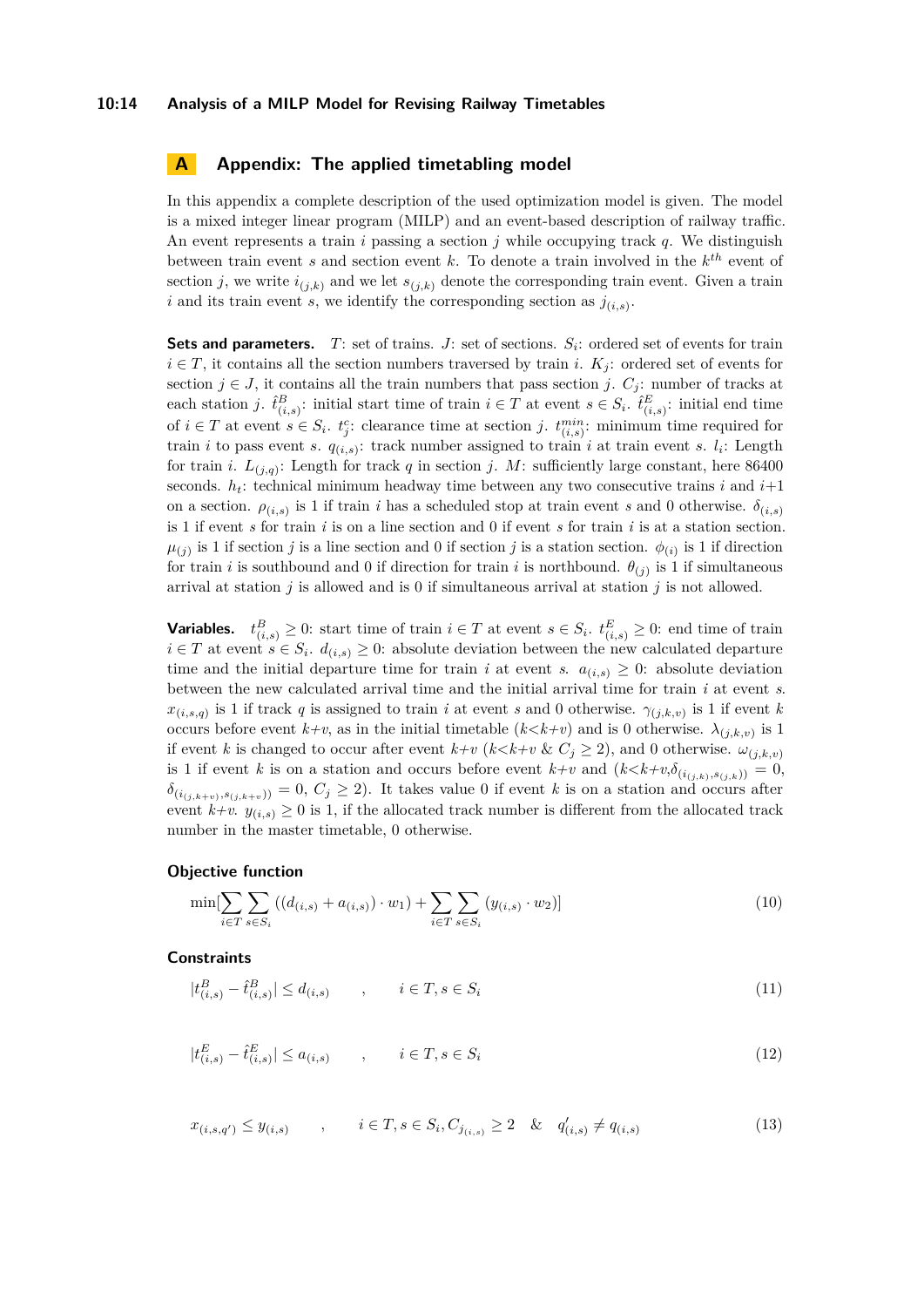## A Appendix: The applied timetabling model

In this appendix a complete description of the used optimization model is given. The model is a mixed integer linear program (MILP) and an event-based description of railway traffic. An event represents a train $i$ passing a section $j$ while occupying track $q$. We distinguish between train event $s$ and section event $k$. To denote a train involved in the $k^{th}$ event of section $j$, we write $i_{(j,k)}$ and we let $s_{(j,k)}$ denote the corresponding train event. Given a train $i$ and its train event $s$, we identify the corresponding section as $j_{(i,s)}$.

**Sets and parameters.** $T$: set of trains. $J$: set of sections. $S_i$: ordered set of events for train $i \in T$, it contains all the section numbers traversed by train $i$. $K_j$: ordered set of events for section $j \in J$, it contains all the train numbers that pass section $j$. $C_j$: number of tracks at each station $j$. $\hat{t}^B_{(i,s)}$: initial start time of train $i \in T$ at event $s \in S_i$. $\hat{t}^E_{(i,s)}$: initial end time of $i \in T$ at event $s \in S_i$. $t^c_j$: clearance time at section $j$. $t^{min}_{(i,s)}$: minimum time required for train $i$ to pass event $s$. $q_{(i,s)}$: track number assigned to train $i$ at train event $s$. $l_i$: Length for train $i$. $L_{(j,q)}$: Length for track $q$ in section $j$. $M$: sufficiently large constant, here 86400 seconds. $h_t$: technical minimum headway time between any two consecutive trains $i$ and $i$+1 on a section. $\rho_{(i,s)}$ is 1 if train $i$ has a scheduled stop at train event $s$ and 0 otherwise. $\delta_{(i,s)}$ is 1 if event $s$ for train $i$ is on a line section and 0 if event $s$ for train $i$ is at a station section. $\mu_{(j)}$ is 1 if section $j$ is a line section and 0 if section $j$ is a station section. $\phi_{(i)}$ is 1 if direction for train $i$ is southbound and 0 if direction for train $i$ is northbound. $\theta_{(j)}$ is 1 if simultaneous arrival at station $j$ is allowed and is 0 if simultaneous arrival at station $j$ is not allowed.

**Variables.** $t^B_{(i,s)} \geq 0$: start time of train $i \in T$ at event $s \in S_i$. $t^E_{(i,s)} \geq 0$: end time of train $i \in T$ at event $s \in S_i$. $d_{(i,s)} \geq 0$: absolute deviation between the new calculated departure time and the initial departure time for train $i$ at event $s$. $a_{(i,s)} \geq 0$: absolute deviation between the new calculated arrival time and the initial arrival time for train $i$ at event $s$. $x_{(i,s,q)}$ is 1 if track $q$ is assigned to train $i$ at event $s$ and 0 otherwise. $\gamma_{(j,k,v)}$ is 1 if event $k$ occurs before event $k$+$v$, as in the initial timetable ($k$<$k$+$v$) and is 0 otherwise. $\lambda_{(j,k,v)}$ is 1 if event $k$ is changed to occur after event $k$+$v$ ($k$<$k$+$v$ & $C_j \geq 2$), and 0 otherwise. $\omega_{(j,k,v)}$ is 1 if event $k$ is on a station and occurs before event $k$+$v$ and ($k$<$k$+$v$,$\delta_{(i_{(j,k)},s_{(j,k)})} = 0$, $\delta_{(i_{(j,k+v)},s_{(j,k+v)})} = 0$, $C_j \geq 2$). It takes value 0 if event $k$ is on a station and occurs after event $k$+$v$. $y_{(i,s)} \geq 0$ is 1, if the allocated track number is different from the allocated track number in the master timetable, 0 otherwise.

### Objective function

$$\min[\sum_{i \in T} \sum_{s \in S_i} ((d_{(i,s)} + a_{(i,s)}) \cdot w_1) + \sum_{i \in T} \sum_{s \in S_i} (y_{(i,s)} \cdot w_2)] \tag{10}$$

### Constraints

$$|t^B_{(i,s)} - \hat{t}^B_{(i,s)}| \leq d_{(i,s)} \qquad , \qquad i \in T, s \in S_i \tag{11}$$

$$|t^E_{(i,s)} - \hat{t}^E_{(i,s)}| \leq a_{(i,s)} \qquad , \qquad i \in T, s \in S_i \tag{12}$$

$$x_{(i,s,q')} \leq y_{(i,s)} \qquad , \qquad i \in T, s \in S_i, C_{j_{(i,s)}} \geq 2 \quad \& \quad q'_{(i,s)} \neq q_{(i,s)} \tag{13}$$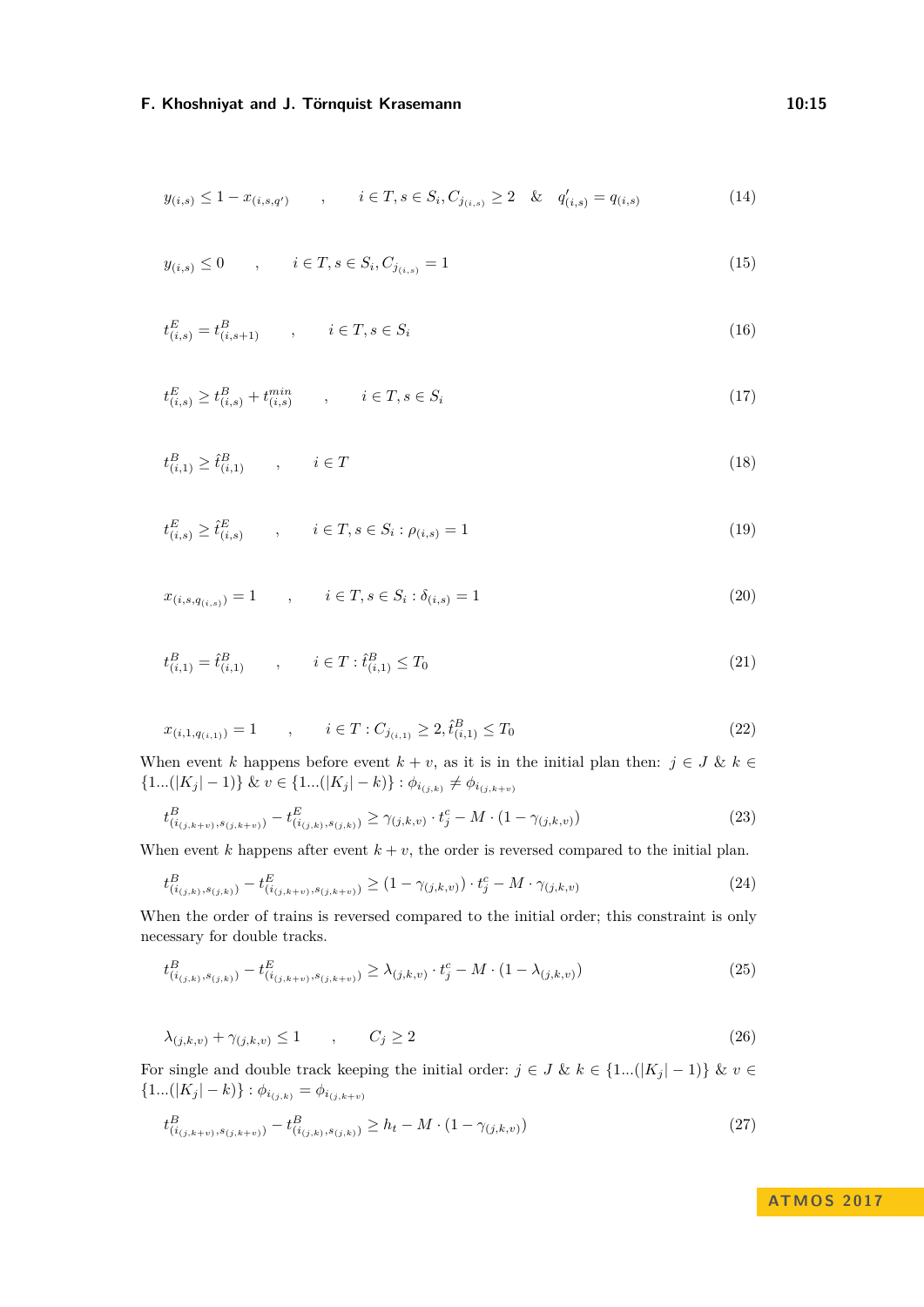$$y_{(i,s)} \leq 1 - x_{(i,s,q')} \qquad , \qquad i \in T, s \in S_i, C_{j_{(i,s)}} \geq 2 \quad \& \quad q'_{(i,s)} = q_{(i,s)} \tag{14}$$

$$y_{(i,s)} \leq 0 \qquad , \qquad i \in T, s \in S_i, C_{j_{(i,s)}} = 1 \tag{15}$$

$$t^E_{(i,s)} = t^B_{(i,s+1)} \qquad , \qquad i \in T, s \in S_i \tag{16}$$

$$t^E_{(i,s)} \geq t^B_{(i,s)} + t^{min}_{(i,s)} \qquad , \qquad i \in T, s \in S_i \tag{17}$$

$$t^B_{(i,1)} \geq \hat{t}^B_{(i,1)} \qquad , \qquad i \in T \tag{18}$$

$$t^E_{(i,s)} \geq \hat{t}^E_{(i,s)} \qquad , \qquad i \in T, s \in S_i : \rho_{(i,s)} = 1 \tag{19}$$

$$x_{(i,s,q_{(i,s)})} = 1 \qquad , \qquad i \in T, s \in S_i : \delta_{(i,s)} = 1 \tag{20}$$

$$t^B_{(i,1)} = \hat{t}^B_{(i,1)} \qquad , \qquad i \in T : \hat{t}^B_{(i,1)} \leq T_0 \tag{21}$$

$$x_{(i,1,q_{(i,1)})} = 1 \qquad , \qquad i \in T : C_{j_{(i,1)}} \geq 2, \hat{t}^B_{(i,1)} \leq T_0 \tag{22}$$

When event $k$ happens before event $k+v$, as it is in the initial plan then: $j \in J$ & $k \in \{1...(|K_j|-1)\}$ & $v \in \{1...(|K_j|-k)\} : \phi_{i_{(j,k)}} \neq \phi_{i_{(j,k+v)}}$

$$t^B_{(i_{(j,k+v)}, s_{(j,k+v)})} - t^E_{(i_{(j,k)}, s_{(j,k)})} \geq \gamma_{(j,k,v)} \cdot t^c_j - M \cdot (1 - \gamma_{(j,k,v)}) \tag{23}$$

When event $k$ happens after event $k+v$, the order is reversed compared to the initial plan.

$$t^B_{(i_{(j,k)}, s_{(j,k)})} - t^E_{(i_{(j,k+v)}, s_{(j,k+v)})} \geq (1 - \gamma_{(j,k,v)}) \cdot t^c_j - M \cdot \gamma_{(j,k,v)} \tag{24}$$

When the order of trains is reversed compared to the initial order; this constraint is only necessary for double tracks.

$$t^B_{(i_{(j,k)}, s_{(j,k)})} - t^E_{(i_{(j,k+v)}, s_{(j,k+v)})} \geq \lambda_{(j,k,v)} \cdot t^c_j - M \cdot (1 - \lambda_{(j,k,v)}) \tag{25}$$

$$\lambda_{(j,k,v)} + \gamma_{(j,k,v)} \leq 1 \qquad , \qquad C_j \geq 2 \tag{26}$$

For single and double track keeping the initial order: $j \in J$ & $k \in \{1...(|K_j|-1)\}$ & $v \in \{1...(|K_j|-k)\} : \phi_{i_{(j,k)}} = \phi_{i_{(j,k+v)}}$

$$t^B_{(i_{(j,k+v)}, s_{(j,k+v)})} - t^B_{(i_{(j,k)}, s_{(j,k)})} \geq h_t - M \cdot (1 - \gamma_{(j,k,v)}) \tag{27}$$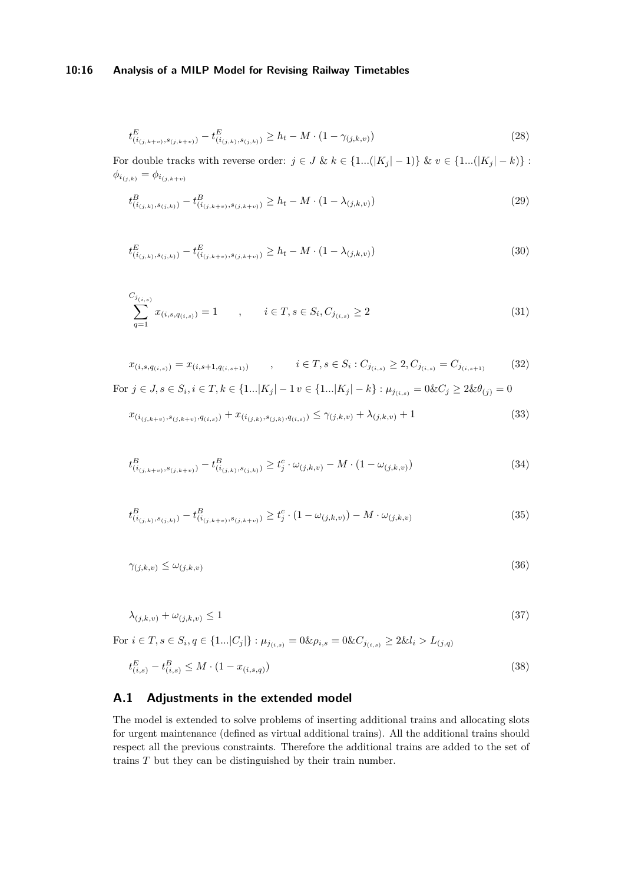$$t^E_{(i_{(j,k+v)},s_{(j,k+v)})} - t^E_{(i_{(j,k)},s_{(j,k)})} \geq h_t - M \cdot (1 - \gamma_{(j,k,v)}) \tag{28}$$

For double tracks with reverse order: $j \in J$ & $k \in \{1...(|K_j| - 1)\}$ & $v \in \{1...(|K_j| - k)\}$ : $\phi_{i_{(j,k)}} = \phi_{i_{(j,k+v)}}$

$$t^B_{(i_{(j,k)},s_{(j,k)})} - t^B_{(i_{(j,k+v)},s_{(j,k+v)})} \geq h_t - M \cdot (1 - \lambda_{(j,k,v)}) \tag{29}$$

$$t^E_{(i_{(j,k)},s_{(j,k)})} - t^E_{(i_{(j,k+v)},s_{(j,k+v)})} \geq h_t - M \cdot (1 - \lambda_{(j,k,v)}) \tag{30}$$

$$\sum_{q=1}^{C_{j_{(i,s)}}} x_{(i,s,q_{(i,s)})} = 1 \qquad , \qquad i \in T, s \in S_i, C_{j_{(i,s)}} \geq 2 \tag{31}$$

$$x_{(i,s,q_{(i,s)})} = x_{(i,s+1,q_{(i,s+1)})} \qquad , \qquad i \in T, s \in S_i : C_{j_{(i,s)}} \geq 2, C_{j_{(i,s)}} = C_{j_{(i,s+1)}} \tag{32}$$

For $j \in J, s \in S_i, i \in T, k \in \{1...|K_j| - 1 \; v \in \{1...|K_j| - k\} : \mu_{j_{(i,s)}} = 0 \& C_j \geq 2 \& \theta_{(j)} = 0$

$$x_{(i_{(j,k+v)},s_{(j,k+v)},q_{(i,s)})} + x_{(i_{(j,k)},s_{(j,k)},q_{(i,s)})} \leq \gamma_{(j,k,v)} + \lambda_{(j,k,v)} + 1 \tag{33}$$

$$t^B_{(i_{(j,k+v)},s_{(j,k+v)})} - t^B_{(i_{(j,k)},s_{(j,k)})} \geq t^c_j \cdot \omega_{(j,k,v)} - M \cdot (1 - \omega_{(j,k,v)}) \tag{34}$$

$$t^B_{(i_{(j,k)},s_{(j,k)})} - t^B_{(i_{(j,k+v)},s_{(j,k+v)})} \geq t^c_j \cdot (1 - \omega_{(j,k,v)}) - M \cdot \omega_{(j,k,v)} \tag{35}$$

$$\gamma_{(j,k,v)} \leq \omega_{(j,k,v)} \tag{36}$$

$$\lambda_{(j,k,v)} + \omega_{(j,k,v)} \leq 1 \tag{37}$$

For $i \in T, s \in S_i, q \in \{1...|C_j|\} : \mu_{j_{(i,s)}} = 0 \& \rho_{i,s} = 0 \& C_{j_{(i,s)}} \geq 2 \& l_i > L_{(j,q)}$

$$t^E_{(i,s)} - t^B_{(i,s)} \leq M \cdot (1 - x_{(i,s,q)}) \tag{38}$$

## A.1 Adjustments in the extended model

The model is extended to solve problems of inserting additional trains and allocating slots for urgent maintenance (defined as virtual additional trains). All the additional trains should respect all the previous constraints. Therefore the additional trains are added to the set of trains $T$ but they can be distinguished by their train number.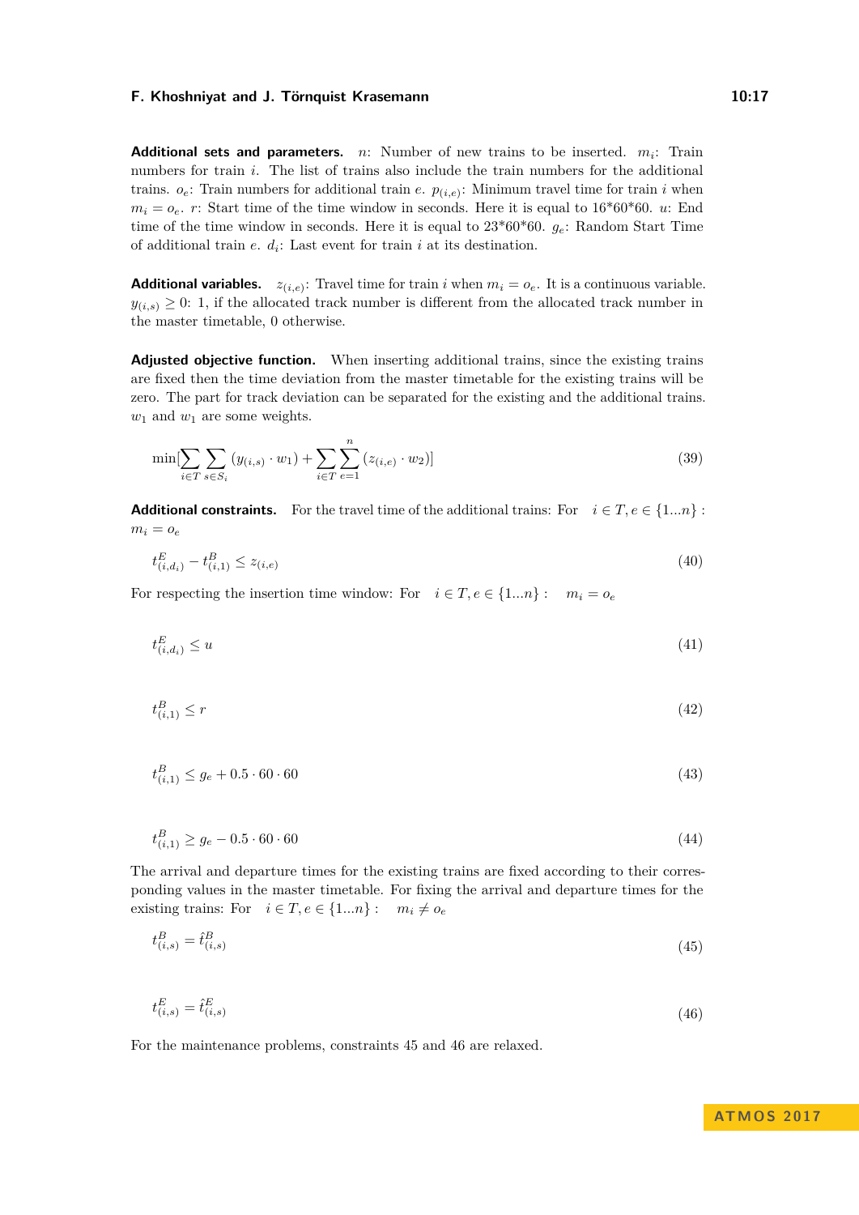**Additional sets and parameters.** $n$: Number of new trains to be inserted. $m_i$: Train numbers for train $i$. The list of trains also include the train numbers for the additional trains. $o_e$: Train numbers for additional train $e$. $p_{(i,e)}$: Minimum travel time for train $i$ when $m_i = o_e$. $r$: Start time of the time window in seconds. Here it is equal to 16\*60\*60. $u$: End time of the time window in seconds. Here it is equal to 23\*60\*60. $g_e$: Random Start Time of additional train $e$. $d_i$: Last event for train $i$ at its destination.

**Additional variables.** $z_{(i,e)}$: Travel time for train $i$ when $m_i = o_e$. It is a continuous variable. $y_{(i,s)} \geq 0$: 1, if the allocated track number is different from the allocated track number in the master timetable, 0 otherwise.

**Adjusted objective function.** When inserting additional trains, since the existing trains are fixed then the time deviation from the master timetable for the existing trains will be zero. The part for track deviation can be separated for the existing and the additional trains. $w_1$ and $w_1$ are some weights.

$$\min[\sum_{i \in T} \sum_{s \in S_i} (y_{(i,s)} \cdot w_1) + \sum_{i \in T} \sum_{e=1}^{n} (z_{(i,e)} \cdot w_2)] \tag{39}$$

**Additional constraints.** For the travel time of the additional trains: For $\quad i \in T, e \in \{1...n\}$ : $m_i = o_e$

$$t^E_{(i,d_i)} - t^B_{(i,1)} \leq z_{(i,e)} \tag{40}$$

For respecting the insertion time window: For $\quad i \in T, e \in \{1...n\}$ : $\quad m_i = o_e$

$$t^E_{(i,d_i)} \leq u \tag{41}$$

$$t^B_{(i,1)} \leq r \tag{42}$$

$$t^B_{(i,1)} \leq g_e + 0.5 \cdot 60 \cdot 60 \tag{43}$$

$$t^B_{(i,1)} \geq g_e - 0.5 \cdot 60 \cdot 60 \tag{44}$$

The arrival and departure times for the existing trains are fixed according to their corresponding values in the master timetable. For fixing the arrival and departure times for the existing trains: For $\quad i \in T, e \in \{1...n\}$ : $\quad m_i \neq o_e$

$$t^B_{(i,s)} = \hat{t}^B_{(i,s)} \tag{45}$$

$$t^E_{(i,s)} = \hat{t}^E_{(i,s)} \tag{46}$$

For the maintenance problems, constraints 45 and 46 are relaxed.